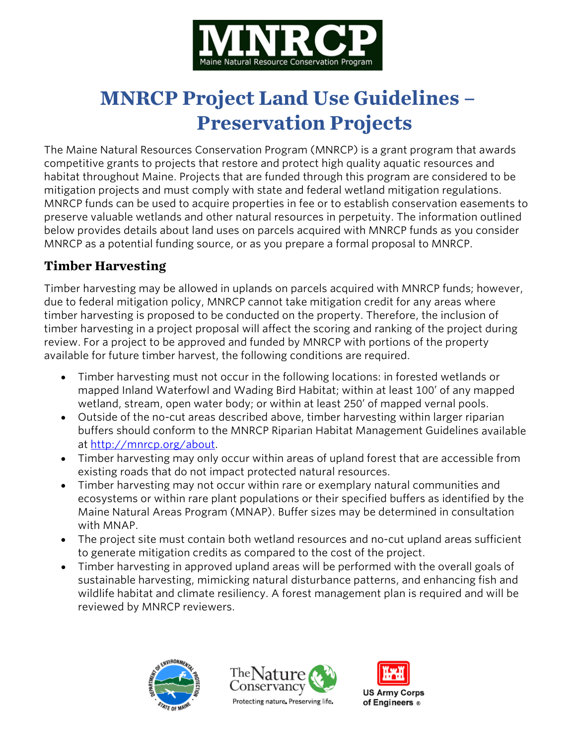# MNRCP Project Land Use Guidelines – Preservation Projects

The Maine Natural Resources Conservation Program (MNRCP) is a grant program that awards competitive grants to projects that restore and protect high quality aquatic resources and habitat throughout Maine. Projects that are funded through this program are considered to be mitigation projects and must comply with state and federal wetland mitigation regulations. MNRCP funds can be used to acquire properties in fee or to establish conservation easements to preserve valuable wetlands and other natural resources in perpetuity. The information outlined below provides details about land uses on parcels acquired with MNRCP funds as you consider MNRCP as a potential funding source, or as you prepare a formal proposal to MNRCP.

## Timber Harvesting

Timber harvesting may be allowed in uplands on parcels acquired with MNRCP funds; however, due to federal mitigation policy, MNRCP cannot take mitigation credit for any areas where timber harvesting is proposed to be conducted on the property. Therefore, the inclusion of timber harvesting in a project proposal will affect the scoring and ranking of the project during review. For a project to be approved and funded by MNRCP with portions of the property available for future timber harvest, the following conditions are required.

- Timber harvesting must not occur in the following locations: in forested wetlands or mapped Inland Waterfowl and Wading Bird Habitat; within at least 100' of any mapped wetland, stream, open water body; or within at least 250' of mapped vernal pools.
- Outside of the no-cut areas described above, timber harvesting within larger riparian buffers should conform to the MNRCP Riparian Habitat Management Guidelines available at http://mnrcp.org/about.
- Timber harvesting may only occur within areas of upland forest that are accessible from existing roads that do not impact protected natural resources.
- Timber harvesting may not occur within rare or exemplary natural communities and ecosystems or within rare plant populations or their specified buffers as identified by the Maine Natural Areas Program (MNAP). Buffer sizes may be determined in consultation with MNAP.
- The project site must contain both wetland resources and no-cut upland areas sufficient to generate mitigation credits as compared to the cost of the project.
- Timber harvesting in approved upland areas will be performed with the overall goals of sustainable harvesting, mimicking natural disturbance patterns, and enhancing fish and wildlife habitat and climate resiliency. A forest management plan is required and will be reviewed by MNRCP reviewers.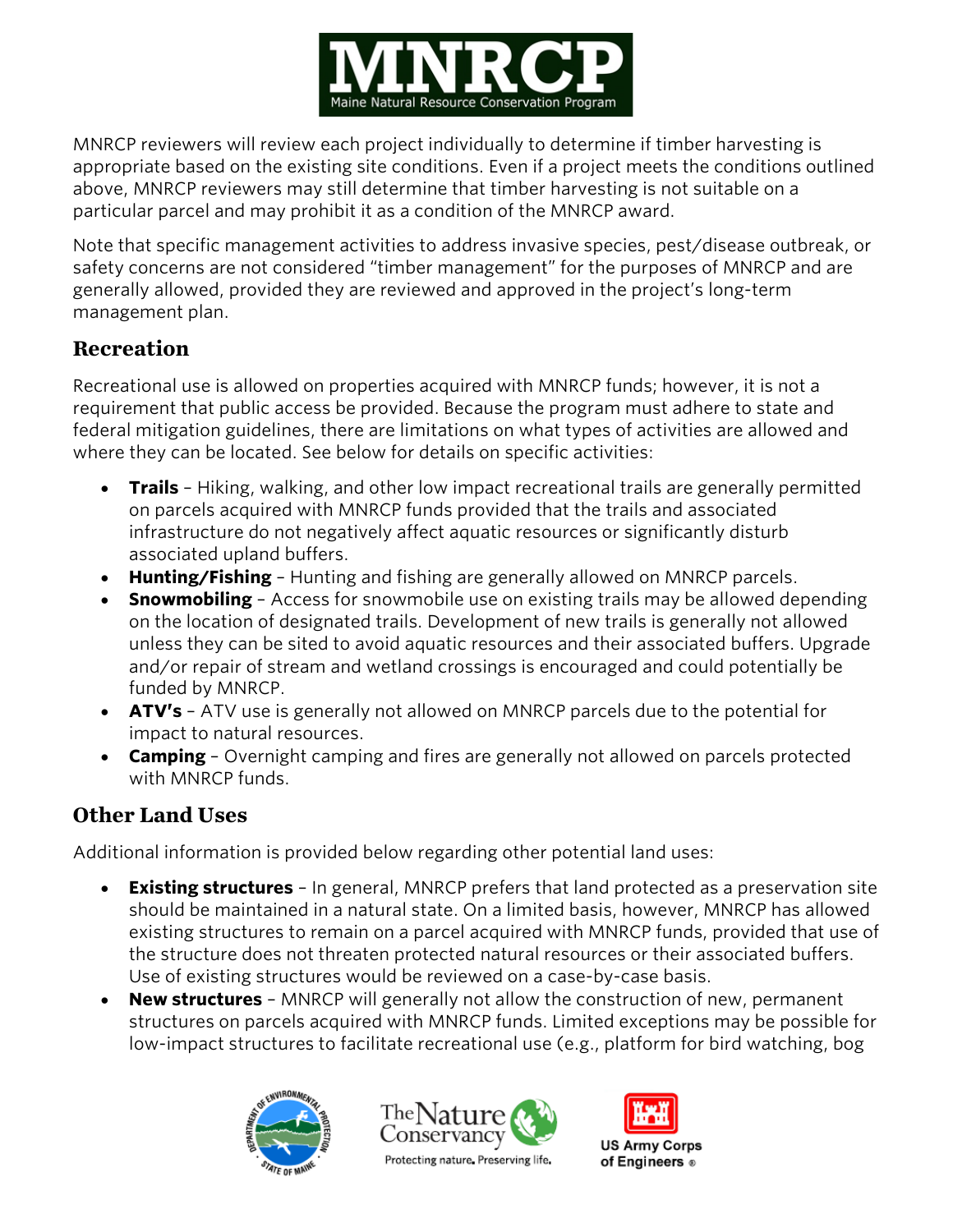MNRCP reviewers will review each project individually to determine if timber harvesting is appropriate based on the existing site conditions. Even if a project meets the conditions outlined above, MNRCP reviewers may still determine that timber harvesting is not suitable on a particular parcel and may prohibit it as a condition of the MNRCP award.

Note that specific management activities to address invasive species, pest/disease outbreak, or safety concerns are not considered "timber management" for the purposes of MNRCP and are generally allowed, provided they are reviewed and approved in the project's long-term management plan.

## Recreation

Recreational use is allowed on properties acquired with MNRCP funds; however, it is not a requirement that public access be provided. Because the program must adhere to state and federal mitigation guidelines, there are limitations on what types of activities are allowed and where they can be located. See below for details on specific activities:

- **Trails** – Hiking, walking, and other low impact recreational trails are generally permitted on parcels acquired with MNRCP funds provided that the trails and associated infrastructure do not negatively affect aquatic resources or significantly disturb associated upland buffers.
- **Hunting/Fishing** – Hunting and fishing are generally allowed on MNRCP parcels.
- **Snowmobiling** – Access for snowmobile use on existing trails may be allowed depending on the location of designated trails. Development of new trails is generally not allowed unless they can be sited to avoid aquatic resources and their associated buffers. Upgrade and/or repair of stream and wetland crossings is encouraged and could potentially be funded by MNRCP.
- **ATV's** – ATV use is generally not allowed on MNRCP parcels due to the potential for impact to natural resources.
- **Camping** – Overnight camping and fires are generally not allowed on parcels protected with MNRCP funds.

## Other Land Uses

Additional information is provided below regarding other potential land uses:

- **Existing structures** – In general, MNRCP prefers that land protected as a preservation site should be maintained in a natural state. On a limited basis, however, MNRCP has allowed existing structures to remain on a parcel acquired with MNRCP funds, provided that use of the structure does not threaten protected natural resources or their associated buffers. Use of existing structures would be reviewed on a case-by-case basis.
- **New structures** – MNRCP will generally not allow the construction of new, permanent structures on parcels acquired with MNRCP funds. Limited exceptions may be possible for low-impact structures to facilitate recreational use (e.g., platform for bird watching, bog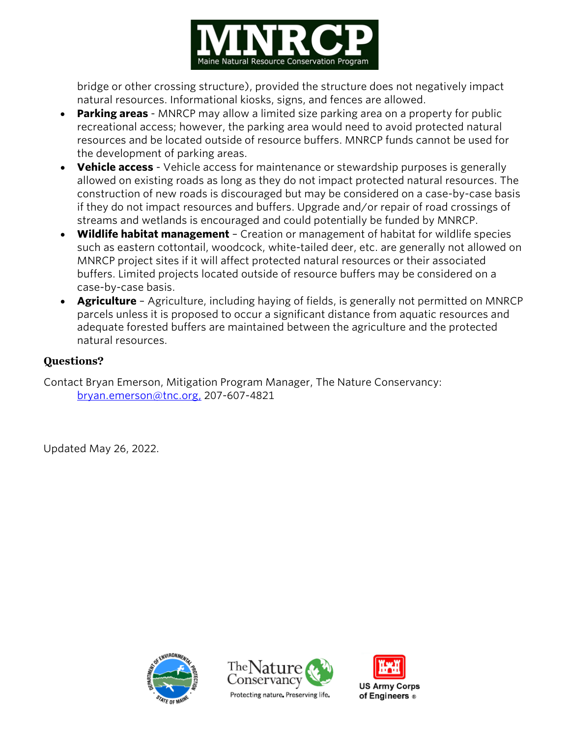bridge or other crossing structure), provided the structure does not negatively impact natural resources. Informational kiosks, signs, and fences are allowed.

- **Parking areas** - MNRCP may allow a limited size parking area on a property for public recreational access; however, the parking area would need to avoid protected natural resources and be located outside of resource buffers. MNRCP funds cannot be used for the development of parking areas.
- **Vehicle access** - Vehicle access for maintenance or stewardship purposes is generally allowed on existing roads as long as they do not impact protected natural resources. The construction of new roads is discouraged but may be considered on a case-by-case basis if they do not impact resources and buffers. Upgrade and/or repair of road crossings of streams and wetlands is encouraged and could potentially be funded by MNRCP.
- **Wildlife habitat management** – Creation or management of habitat for wildlife species such as eastern cottontail, woodcock, white-tailed deer, etc. are generally not allowed on MNRCP project sites if it will affect protected natural resources or their associated buffers. Limited projects located outside of resource buffers may be considered on a case-by-case basis.
- **Agriculture** – Agriculture, including haying of fields, is generally not permitted on MNRCP parcels unless it is proposed to occur a significant distance from aquatic resources and adequate forested buffers are maintained between the agriculture and the protected natural resources.

## Questions?

Contact Bryan Emerson, Mitigation Program Manager, The Nature Conservancy:
bryan.emerson@tnc.org, 207-607-4821

Updated May 26, 2022.